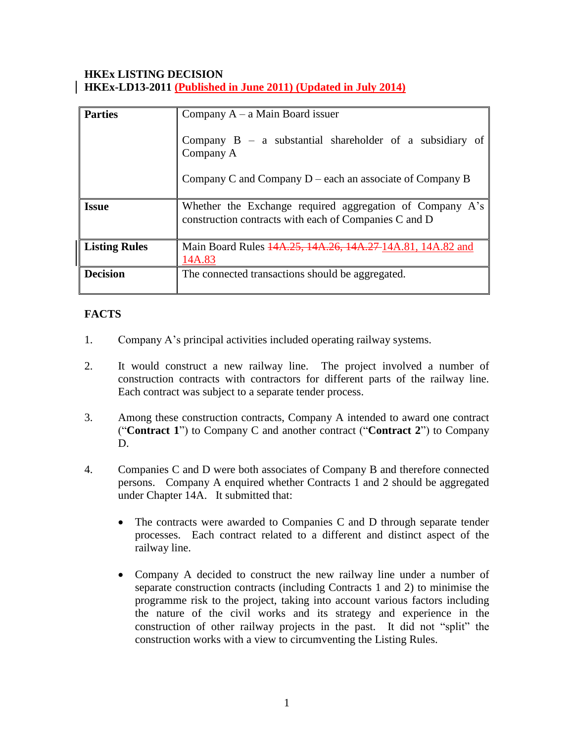**HKEx LISTING DECISION**
**HKEx-LD13-2011 (Published in June 2011) (Updated in July 2014)**

| Parties | Company A – a Main Board issuer<br><br>Company B – a substantial shareholder of a subsidiary of Company A<br><br>Company C and Company D – each an associate of Company B |
|---|---|
| **Issue** | Whether the Exchange required aggregation of Company A's construction contracts with each of Companies C and D |
| **Listing Rules** | Main Board Rules ~~14A.25, 14A.26, 14A.27~~ 14A.81, 14A.82 and 14A.83 |
| **Decision** | The connected transactions should be aggregated. |

**FACTS**

1. Company A's principal activities included operating railway systems.

2. It would construct a new railway line. The project involved a number of construction contracts with contractors for different parts of the railway line. Each contract was subject to a separate tender process.

3. Among these construction contracts, Company A intended to award one contract ("**Contract 1**") to Company C and another contract ("**Contract 2**") to Company D.

4. Companies C and D were both associates of Company B and therefore connected persons. Company A enquired whether Contracts 1 and 2 should be aggregated under Chapter 14A. It submitted that:

   - The contracts were awarded to Companies C and D through separate tender processes. Each contract related to a different and distinct aspect of the railway line.

   - Company A decided to construct the new railway line under a number of separate construction contracts (including Contracts 1 and 2) to minimise the programme risk to the project, taking into account various factors including the nature of the civil works and its strategy and experience in the construction of other railway projects in the past. It did not "split" the construction works with a view to circumventing the Listing Rules.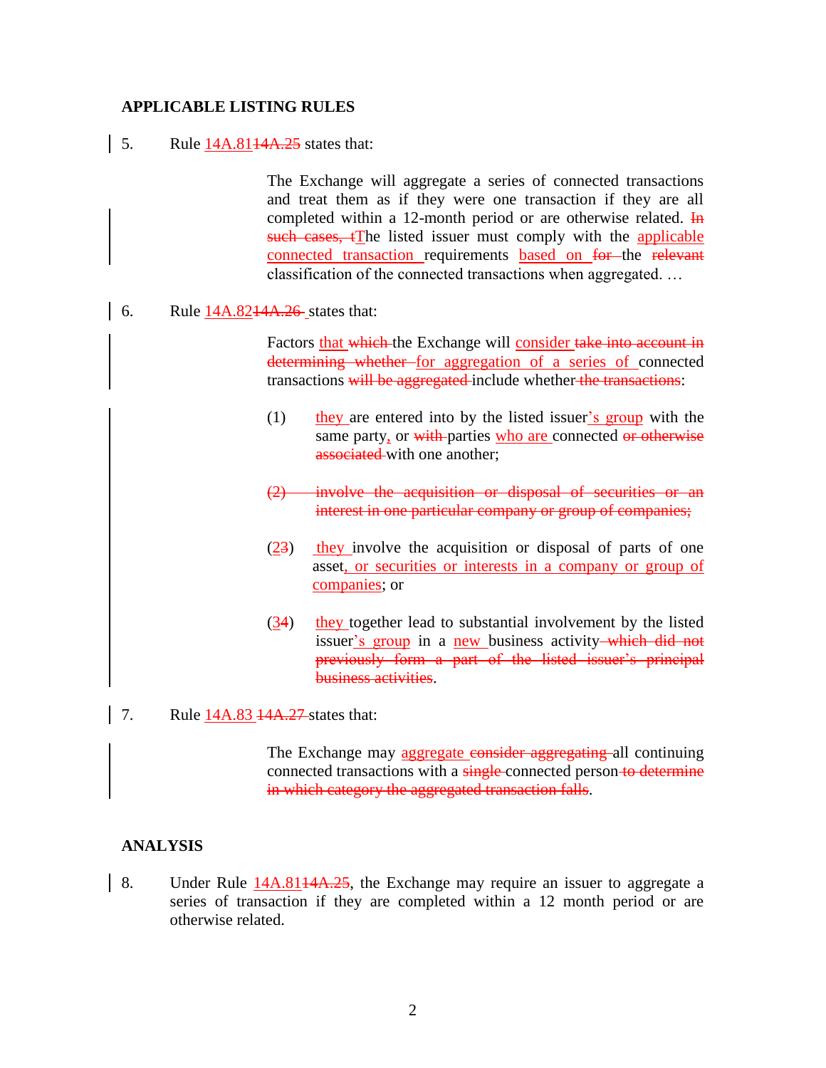**APPLICABLE LISTING RULES**

5. Rule <u>14A.81</u>~~14A.25~~ states that:

> The Exchange will aggregate a series of connected transactions and treat them as if they were one transaction if they are all completed within a 12-month period or are otherwise related. ~~In such cases, t~~<u>T</u>he listed issuer must comply with the <u>applicable connected transaction</u> requirements <u>based on</u> ~~for~~ the ~~relevant~~ classification of the connected transactions when aggregated. …

6. Rule <u>14A.82</u>~~14A.26~~ states that:

> Factors <u>that</u> ~~which~~ the Exchange will <u>consider</u> ~~take into account in determining whether~~ <u>for aggregation of a series of</u> connected transactions ~~will be aggregated~~ include whether ~~the transactions~~:
>
> (1) <u>they</u> are entered into by the listed issuer<u>'s group</u> with the same party<u>,</u> or ~~with~~ parties <u>who are</u> connected ~~or otherwise associated~~ with one another;
>
> ~~(2) involve the acquisition or disposal of securities or an interest in one particular company or group of companies;~~
>
> (<u>2</u>~~3~~) <u>they</u> involve the acquisition or disposal of parts of one asset<u>, or securities or interests in a company or group of companies</u>; or
>
> (<u>3</u>~~4~~) <u>they</u> together lead to substantial involvement by the listed issuer<u>'s group</u> in a <u>new</u> business activity ~~which did not previously form a part of the listed issuer's principal business activities~~.

7. Rule <u>14A.83</u> ~~14A.27~~ states that:

> The Exchange may <u>aggregate</u> ~~consider aggregating~~ all continuing connected transactions with a ~~single~~ connected person ~~to determine in which category the aggregated transaction falls~~.

**ANALYSIS**

8. Under Rule <u>14A.81</u>~~14A.25~~, the Exchange may require an issuer to aggregate a series of transaction if they are completed within a 12 month period or are otherwise related.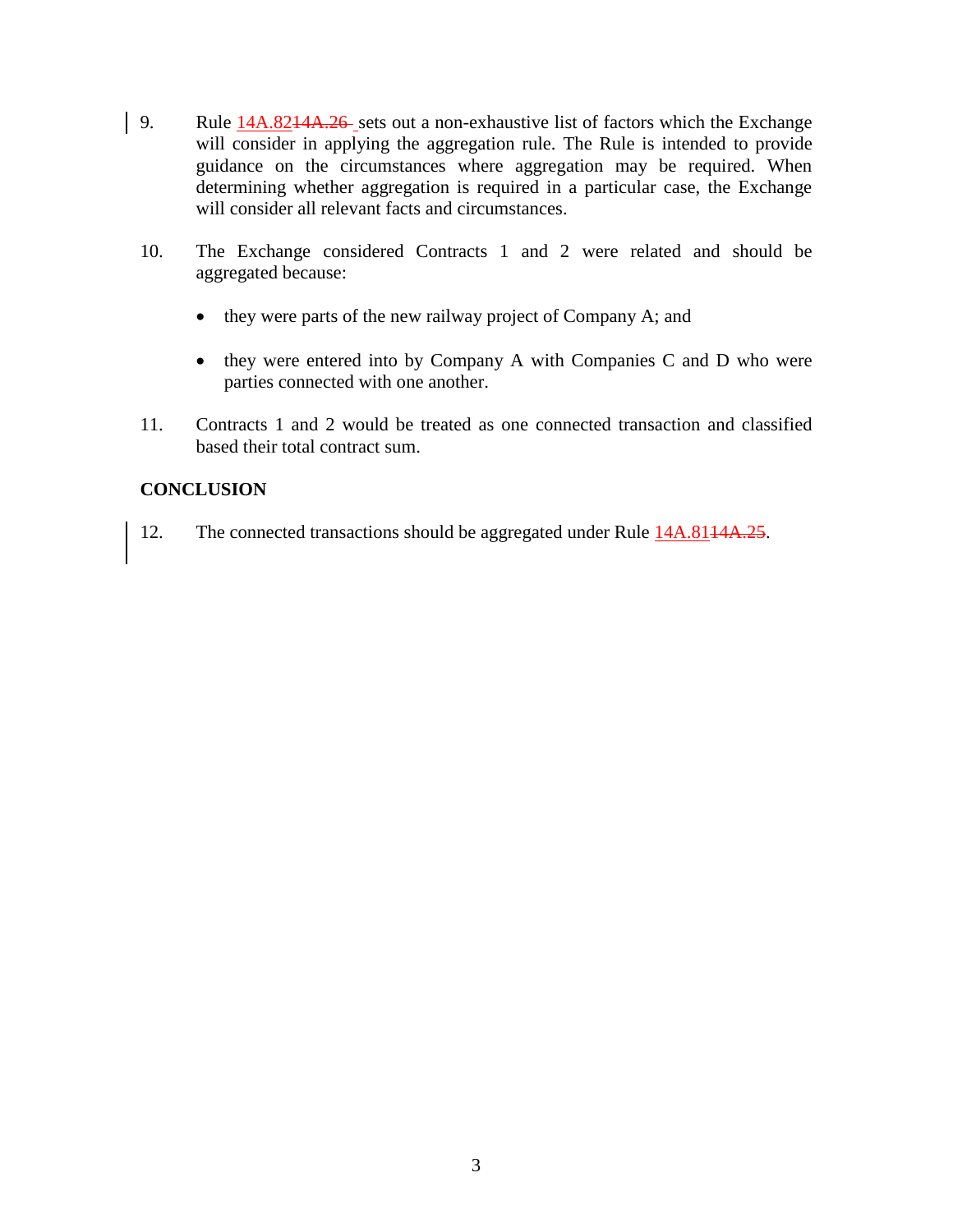9. Rule 14A.82~~14A.26~~ sets out a non-exhaustive list of factors which the Exchange will consider in applying the aggregation rule. The Rule is intended to provide guidance on the circumstances where aggregation may be required. When determining whether aggregation is required in a particular case, the Exchange will consider all relevant facts and circumstances.

10. The Exchange considered Contracts 1 and 2 were related and should be aggregated because:

    - they were parts of the new railway project of Company A; and

    - they were entered into by Company A with Companies C and D who were parties connected with one another.

11. Contracts 1 and 2 would be treated as one connected transaction and classified based their total contract sum.

**CONCLUSION**

12. The connected transactions should be aggregated under Rule 14A.81~~14A.25~~.